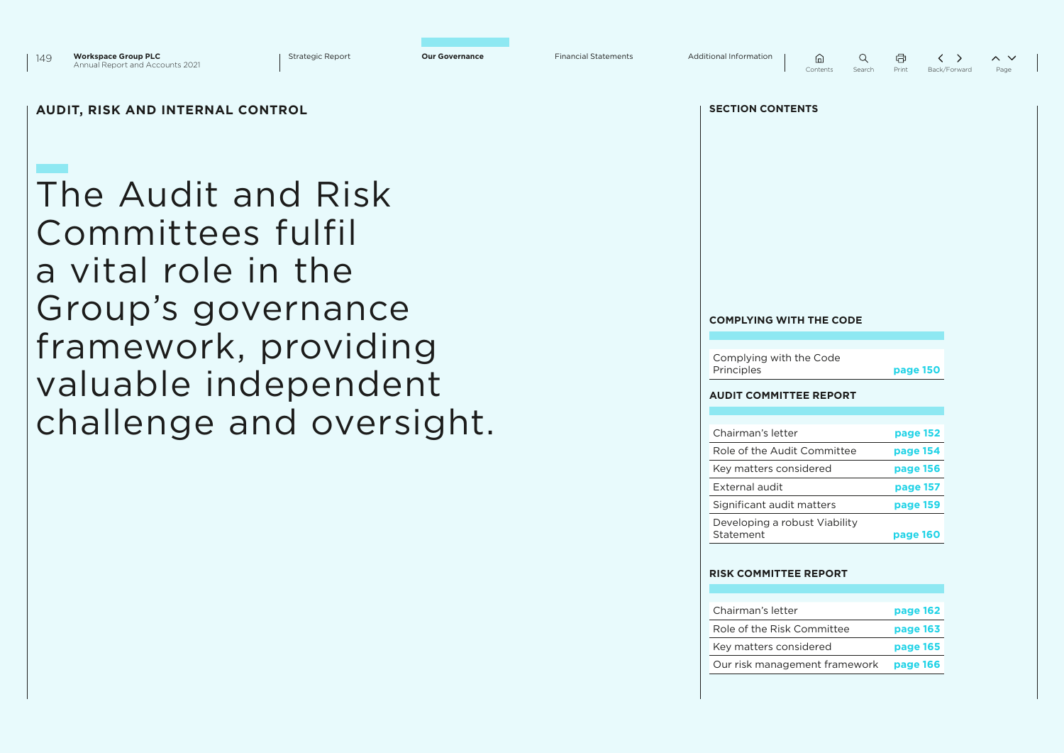## AUDIT, RISK AND INTERNAL CONTROL

# The Audit and Risk Committees fulfil a vital role in the Group's governance framework, providing valuable independent challenge and oversight.

### SECTION CONTENTS

#### COMPLYING WITH THE CODE

| | |
|---|---|
| Complying with the Code Principles | page 150 |

#### AUDIT COMMITTEE REPORT

| | |
|---|---|
| Chairman's letter | page 152 |
| Role of the Audit Committee | page 154 |
| Key matters considered | page 156 |
| External audit | page 157 |
| Significant audit matters | page 159 |
| Developing a robust Viability Statement | page 160 |

#### RISK COMMITTEE REPORT

| | |
|---|---|
| Chairman's letter | page 162 |
| Role of the Risk Committee | page 163 |
| Key matters considered | page 165 |
| Our risk management framework | page 166 |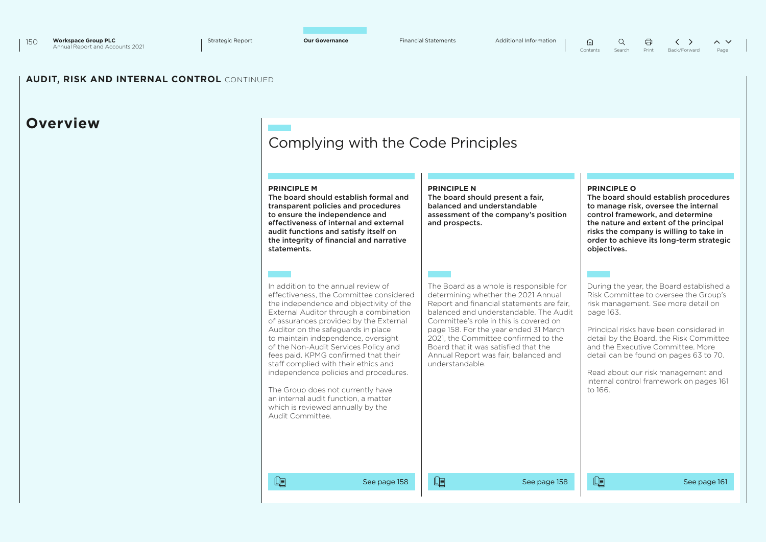**AUDIT, RISK AND INTERNAL CONTROL** CONTINUED

# Overview

## Complying with the Code Principles

### PRINCIPLE M

**The board should establish formal and transparent policies and procedures to ensure the independence and effectiveness of internal and external audit functions and satisfy itself on the integrity of financial and narrative statements.**

In addition to the annual review of effectiveness, the Committee considered the independence and objectivity of the External Auditor through a combination of assurances provided by the External Auditor on the safeguards in place to maintain independence, oversight of the Non-Audit Services Policy and fees paid. KPMG confirmed that their staff complied with their ethics and independence policies and procedures.

The Group does not currently have an internal audit function, a matter which is reviewed annually by the Audit Committee.

See page 158

### PRINCIPLE N

**The board should present a fair, balanced and understandable assessment of the company's position and prospects.**

The Board as a whole is responsible for determining whether the 2021 Annual Report and financial statements are fair, balanced and understandable. The Audit Committee's role in this is covered on page 158. For the year ended 31 March 2021, the Committee confirmed to the Board that it was satisfied that the Annual Report was fair, balanced and understandable.

See page 158

### PRINCIPLE O

**The board should establish procedures to manage risk, oversee the internal control framework, and determine the nature and extent of the principal risks the company is willing to take in order to achieve its long-term strategic objectives.**

During the year, the Board established a Risk Committee to oversee the Group's risk management. See more detail on page 163.

Principal risks have been considered in detail by the Board, the Risk Committee and the Executive Committee. More detail can be found on pages 63 to 70.

Read about our risk management and internal control framework on pages 161 to 166.

See page 161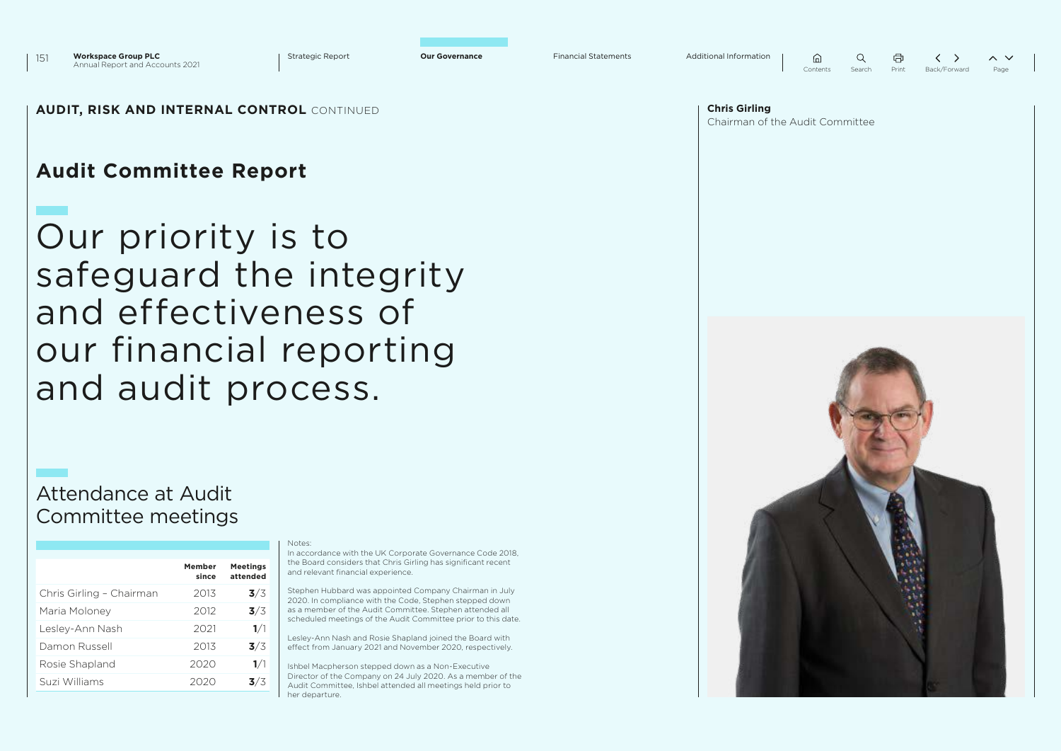**AUDIT, RISK AND INTERNAL CONTROL** CONTINUED

# Audit Committee Report

## Our priority is to safeguard the integrity and effectiveness of our financial reporting and audit process.

**Chris Girling**
Chairman of the Audit Committee

## Attendance at Audit Committee meetings

| | Member since | Meetings attended |
|---|---|---|
| Chris Girling – Chairman | 2013 | **3**/3 |
| Maria Moloney | 2012 | **3**/3 |
| Lesley-Ann Nash | 2021 | **1**/1 |
| Damon Russell | 2013 | **3**/3 |
| Rosie Shapland | 2020 | **1**/1 |
| Suzi Williams | 2020 | **3**/3 |

Notes:

In accordance with the UK Corporate Governance Code 2018, the Board considers that Chris Girling has significant recent and relevant financial experience.

Stephen Hubbard was appointed Company Chairman in July 2020. In compliance with the Code, Stephen stepped down as a member of the Audit Committee. Stephen attended all scheduled meetings of the Audit Committee prior to this date.

Lesley-Ann Nash and Rosie Shapland joined the Board with effect from January 2021 and November 2020, respectively.

Ishbel Macpherson stepped down as a Non-Executive Director of the Company on 24 July 2020. As a member of the Audit Committee, Ishbel attended all meetings held prior to her departure.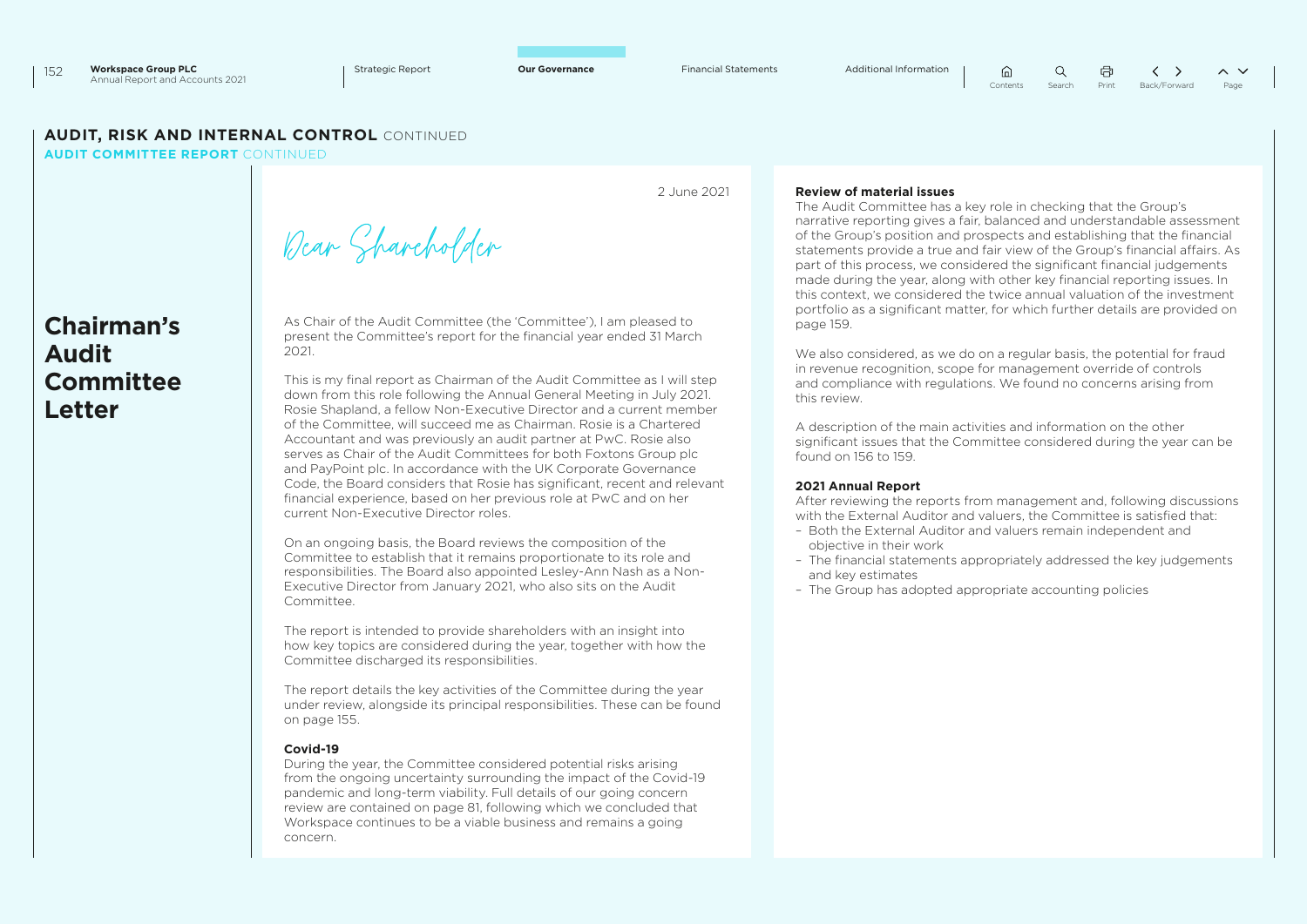# AUDIT, RISK AND INTERNAL CONTROL CONTINUED

## AUDIT COMMITTEE REPORT CONTINUED

## Chairman's Audit Committee Letter

2 June 2021

*Dear Shareholder*

As Chair of the Audit Committee (the 'Committee'), I am pleased to present the Committee's report for the financial year ended 31 March 2021.

This is my final report as Chairman of the Audit Committee as I will step down from this role following the Annual General Meeting in July 2021. Rosie Shapland, a fellow Non-Executive Director and a current member of the Committee, will succeed me as Chairman. Rosie is a Chartered Accountant and was previously an audit partner at PwC. Rosie also serves as Chair of the Audit Committees for both Foxtons Group plc and PayPoint plc. In accordance with the UK Corporate Governance Code, the Board considers that Rosie has significant, recent and relevant financial experience, based on her previous role at PwC and on her current Non-Executive Director roles.

On an ongoing basis, the Board reviews the composition of the Committee to establish that it remains proportionate to its role and responsibilities. The Board also appointed Lesley-Ann Nash as a Non-Executive Director from January 2021, who also sits on the Audit Committee.

The report is intended to provide shareholders with an insight into how key topics are considered during the year, together with how the Committee discharged its responsibilities.

The report details the key activities of the Committee during the year under review, alongside its principal responsibilities. These can be found on page 155.

### Covid-19

During the year, the Committee considered potential risks arising from the ongoing uncertainty surrounding the impact of the Covid-19 pandemic and long-term viability. Full details of our going concern review are contained on page 81, following which we concluded that Workspace continues to be a viable business and remains a going concern.

### Review of material issues

The Audit Committee has a key role in checking that the Group's narrative reporting gives a fair, balanced and understandable assessment of the Group's position and prospects and establishing that the financial statements provide a true and fair view of the Group's financial affairs. As part of this process, we considered the significant financial judgements made during the year, along with other key financial reporting issues. In this context, we considered the twice annual valuation of the investment portfolio as a significant matter, for which further details are provided on page 159.

We also considered, as we do on a regular basis, the potential for fraud in revenue recognition, scope for management override of controls and compliance with regulations. We found no concerns arising from this review.

A description of the main activities and information on the other significant issues that the Committee considered during the year can be found on 156 to 159.

### 2021 Annual Report

After reviewing the reports from management and, following discussions with the External Auditor and valuers, the Committee is satisfied that:

- Both the External Auditor and valuers remain independent and objective in their work
- The financial statements appropriately addressed the key judgements and key estimates
- The Group has adopted appropriate accounting policies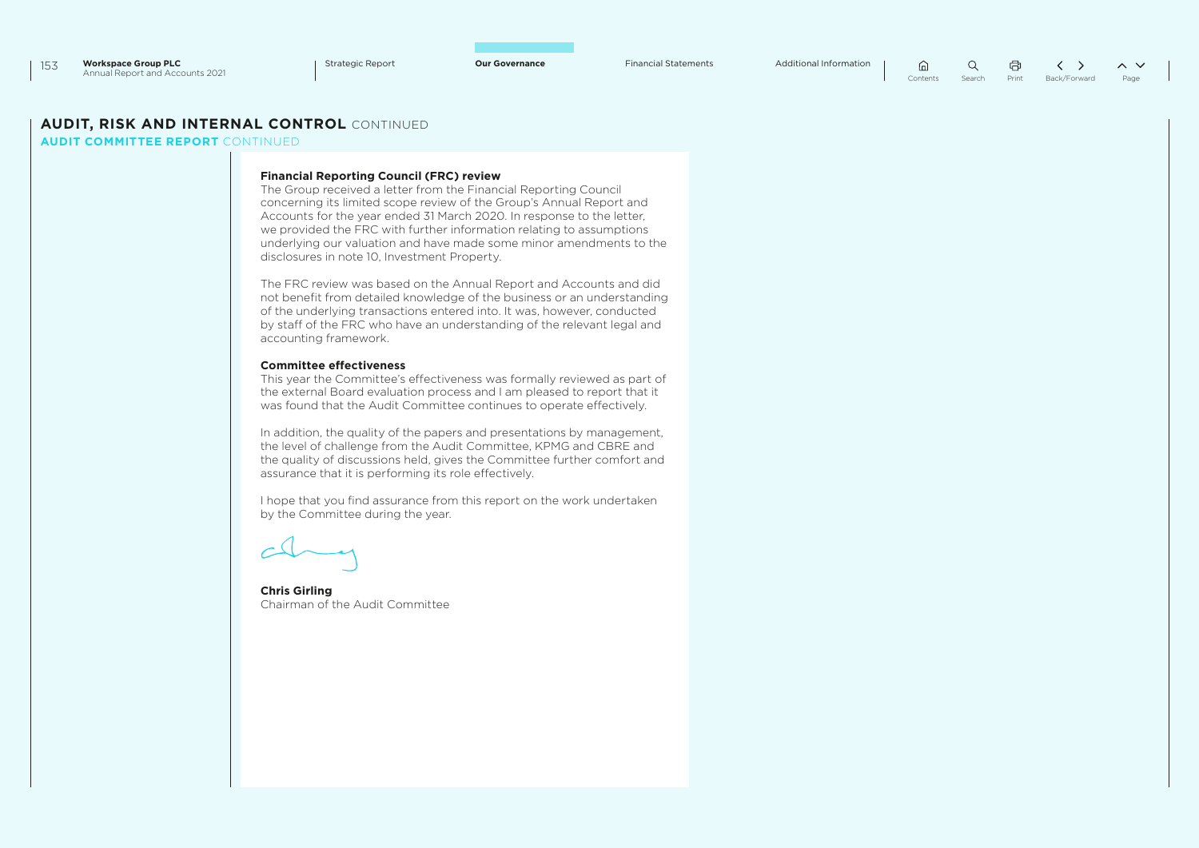## AUDIT, RISK AND INTERNAL CONTROL CONTINUED

### AUDIT COMMITTEE REPORT CONTINUED

**Financial Reporting Council (FRC) review**

The Group received a letter from the Financial Reporting Council concerning its limited scope review of the Group's Annual Report and Accounts for the year ended 31 March 2020. In response to the letter, we provided the FRC with further information relating to assumptions underlying our valuation and have made some minor amendments to the disclosures in note 10, Investment Property.

The FRC review was based on the Annual Report and Accounts and did not benefit from detailed knowledge of the business or an understanding of the underlying transactions entered into. It was, however, conducted by staff of the FRC who have an understanding of the relevant legal and accounting framework.

**Committee effectiveness**

This year the Committee's effectiveness was formally reviewed as part of the external Board evaluation process and I am pleased to report that it was found that the Audit Committee continues to operate effectively.

In addition, the quality of the papers and presentations by management, the level of challenge from the Audit Committee, KPMG and CBRE and the quality of discussions held, gives the Committee further comfort and assurance that it is performing its role effectively.

I hope that you find assurance from this report on the work undertaken by the Committee during the year.

**Chris Girling**
Chairman of the Audit Committee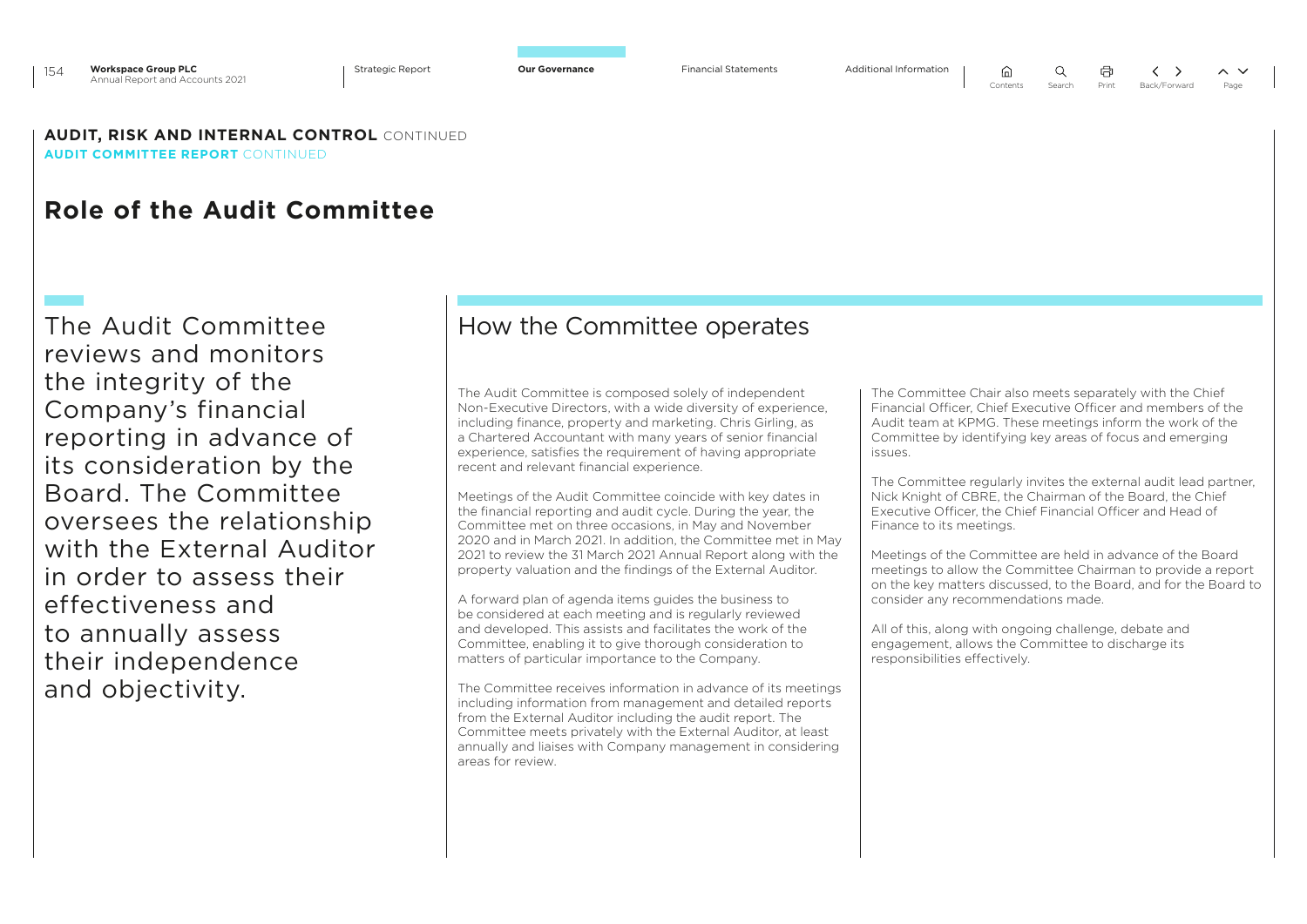**AUDIT, RISK AND INTERNAL CONTROL** CONTINUED
**AUDIT COMMITTEE REPORT** CONTINUED

# Role of the Audit Committee

The Audit Committee reviews and monitors the integrity of the Company's financial reporting in advance of its consideration by the Board. The Committee oversees the relationship with the External Auditor in order to assess their effectiveness and to annually assess their independence and objectivity.

## How the Committee operates

The Audit Committee is composed solely of independent Non-Executive Directors, with a wide diversity of experience, including finance, property and marketing. Chris Girling, as a Chartered Accountant with many years of senior financial experience, satisfies the requirement of having appropriate recent and relevant financial experience.

Meetings of the Audit Committee coincide with key dates in the financial reporting and audit cycle. During the year, the Committee met on three occasions, in May and November 2020 and in March 2021. In addition, the Committee met in May 2021 to review the 31 March 2021 Annual Report along with the property valuation and the findings of the External Auditor.

A forward plan of agenda items guides the business to be considered at each meeting and is regularly reviewed and developed. This assists and facilitates the work of the Committee, enabling it to give thorough consideration to matters of particular importance to the Company.

The Committee receives information in advance of its meetings including information from management and detailed reports from the External Auditor including the audit report. The Committee meets privately with the External Auditor, at least annually and liaises with Company management in considering areas for review.

The Committee Chair also meets separately with the Chief Financial Officer, Chief Executive Officer and members of the Audit team at KPMG. These meetings inform the work of the Committee by identifying key areas of focus and emerging issues.

The Committee regularly invites the external audit lead partner, Nick Knight of CBRE, the Chairman of the Board, the Chief Executive Officer, the Chief Financial Officer and Head of Finance to its meetings.

Meetings of the Committee are held in advance of the Board meetings to allow the Committee Chairman to provide a report on the key matters discussed, to the Board, and for the Board to consider any recommendations made.

All of this, along with ongoing challenge, debate and engagement, allows the Committee to discharge its responsibilities effectively.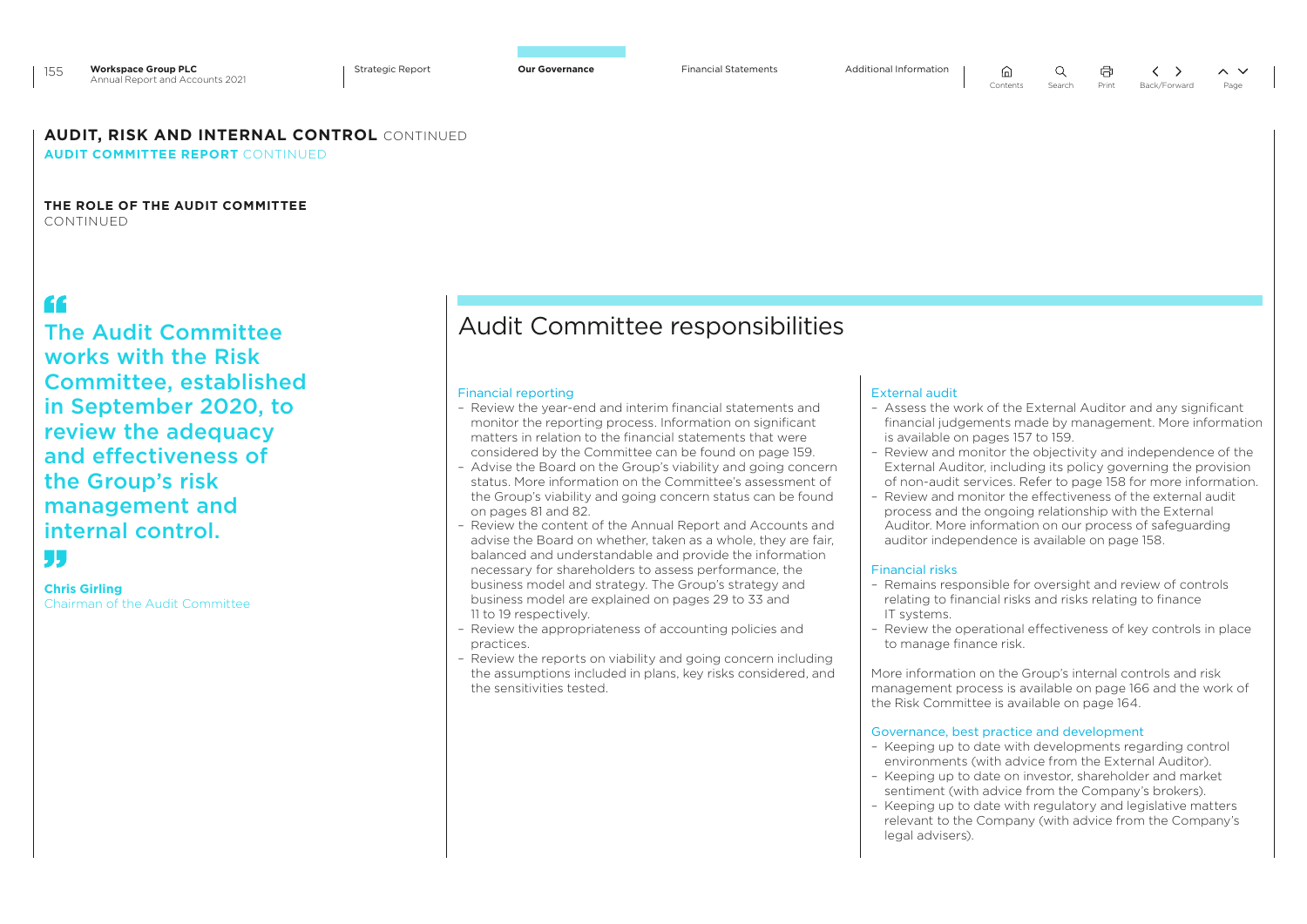## AUDIT, RISK AND INTERNAL CONTROL CONTINUED

### AUDIT COMMITTEE REPORT CONTINUED

### THE ROLE OF THE AUDIT COMMITTEE CONTINUED

> "The Audit Committee works with the Risk Committee, established in September 2020, to review the adequacy and effectiveness of the Group's risk management and internal control."
>
> **Chris Girling**
> Chairman of the Audit Committee

## Audit Committee responsibilities

### Financial reporting

- Review the year-end and interim financial statements and monitor the reporting process. Information on significant matters in relation to the financial statements that were considered by the Committee can be found on page 159.
- Advise the Board on the Group's viability and going concern status. More information on the Committee's assessment of the Group's viability and going concern status can be found on pages 81 and 82.
- Review the content of the Annual Report and Accounts and advise the Board on whether, taken as a whole, they are fair, balanced and understandable and provide the information necessary for shareholders to assess performance, the business model and strategy. The Group's strategy and business model are explained on pages 29 to 33 and 11 to 19 respectively.
- Review the appropriateness of accounting policies and practices.
- Review the reports on viability and going concern including the assumptions included in plans, key risks considered, and the sensitivities tested.

### External audit

- Assess the work of the External Auditor and any significant financial judgements made by management. More information is available on pages 157 to 159.
- Review and monitor the objectivity and independence of the External Auditor, including its policy governing the provision of non-audit services. Refer to page 158 for more information.
- Review and monitor the effectiveness of the external audit process and the ongoing relationship with the External Auditor. More information on our process of safeguarding auditor independence is available on page 158.

### Financial risks

- Remains responsible for oversight and review of controls relating to financial risks and risks relating to finance IT systems.
- Review the operational effectiveness of key controls in place to manage finance risk.

More information on the Group's internal controls and risk management process is available on page 166 and the work of the Risk Committee is available on page 164.

### Governance, best practice and development

- Keeping up to date with developments regarding control environments (with advice from the External Auditor).
- Keeping up to date on investor, shareholder and market sentiment (with advice from the Company's brokers).
- Keeping up to date with regulatory and legislative matters relevant to the Company (with advice from the Company's legal advisers).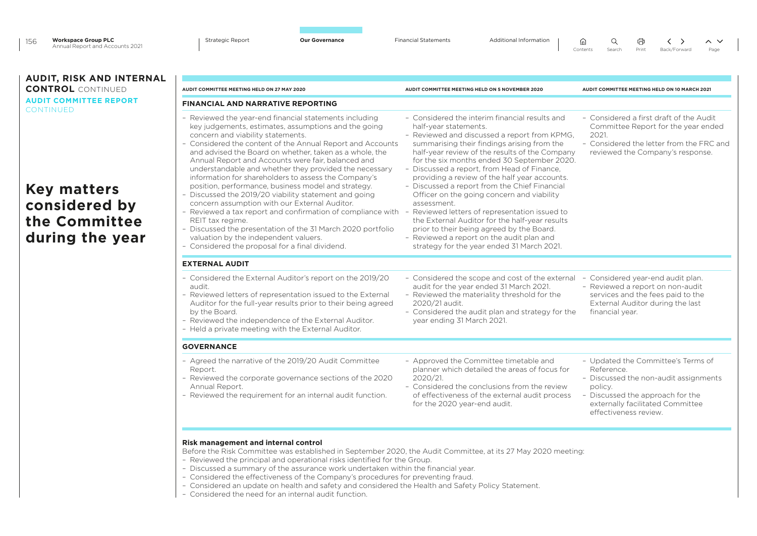## AUDIT, RISK AND INTERNAL CONTROL CONTINUED

### AUDIT COMMITTEE REPORT CONTINUED

# Key matters considered by the Committee during the year

| AUDIT COMMITTEE MEETING HELD ON 27 MAY 2020 | AUDIT COMMITTEE MEETING HELD ON 5 NOVEMBER 2020 | AUDIT COMMITTEE MEETING HELD ON 10 MARCH 2021 |
|---|---|---|
| **FINANCIAL AND NARRATIVE REPORTING** | | |
| – Reviewed the year-end financial statements including key judgements, estimates, assumptions and the going concern and viability statements.<br>– Considered the content of the Annual Report and Accounts and advised the Board on whether, taken as a whole, the Annual Report and Accounts were fair, balanced and understandable and whether they provided the necessary information for shareholders to assess the Company's position, performance, business model and strategy.<br>– Discussed the 2019/20 viability statement and going concern assumption with our External Auditor.<br>– Reviewed a tax report and confirmation of compliance with REIT tax regime.<br>– Discussed the presentation of the 31 March 2020 portfolio valuation by the independent valuers.<br>– Considered the proposal for a final dividend. | – Considered the interim financial results and half-year statements.<br>– Reviewed and discussed a report from KPMG, summarising their findings arising from the half-year review of the results of the Company for the six months ended 30 September 2020.<br>– Discussed a report, from Head of Finance, providing a review of the half year accounts.<br>– Discussed a report from the Chief Financial Officer on the going concern and viability assessment.<br>– Reviewed letters of representation issued to the External Auditor for the half-year results prior to their being agreed by the Board.<br>– Reviewed a report on the audit plan and strategy for the year ended 31 March 2021. | – Considered a first draft of the Audit Committee Report for the year ended 2021.<br>– Considered the letter from the FRC and reviewed the Company's response. |
| **EXTERNAL AUDIT** | | |
| – Considered the External Auditor's report on the 2019/20 audit.<br>– Reviewed letters of representation issued to the External Auditor for the full-year results prior to their being agreed by the Board.<br>– Reviewed the independence of the External Auditor.<br>– Held a private meeting with the External Auditor. | – Considered the scope and cost of the external audit for the year ended 31 March 2021.<br>– Reviewed the materiality threshold for the 2020/21 audit.<br>– Considered the audit plan and strategy for the year ending 31 March 2021. | – Considered year-end audit plan.<br>– Reviewed a report on non-audit services and the fees paid to the External Auditor during the last financial year. |
| **GOVERNANCE** | | |
| – Agreed the narrative of the 2019/20 Audit Committee Report.<br>– Reviewed the corporate governance sections of the 2020 Annual Report.<br>– Reviewed the requirement for an internal audit function. | – Approved the Committee timetable and planner which detailed the areas of focus for 2020/21.<br>– Considered the conclusions from the review of effectiveness of the external audit process for the 2020 year-end audit. | – Updated the Committee's Terms of Reference.<br>– Discussed the non-audit assignments policy.<br>– Discussed the approach for the externally facilitated Committee effectiveness review. |

**Risk management and internal control**

Before the Risk Committee was established in September 2020, the Audit Committee, at its 27 May 2020 meeting:

- Reviewed the principal and operational risks identified for the Group.
- Discussed a summary of the assurance work undertaken within the financial year.
- Considered the effectiveness of the Company's procedures for preventing fraud.
- Considered an update on health and safety and considered the Health and Safety Policy Statement.
- Considered the need for an internal audit function.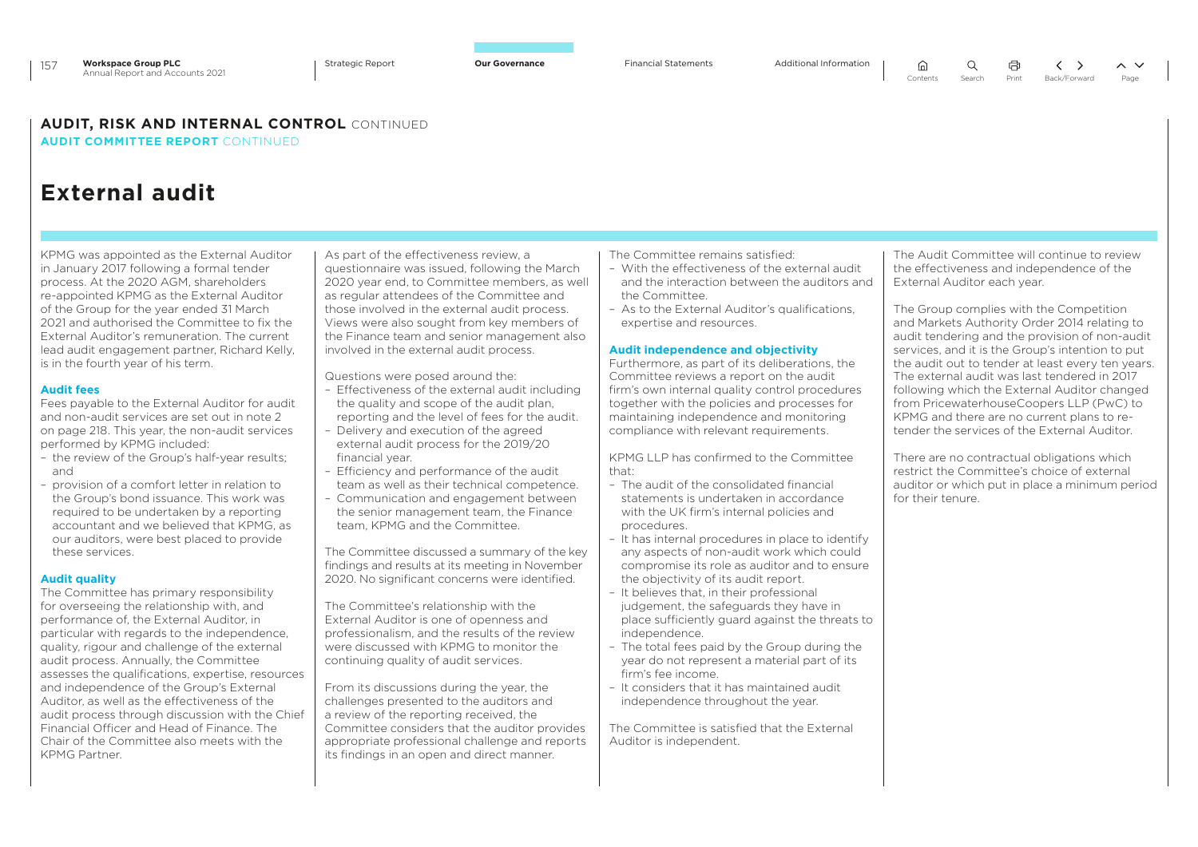## AUDIT, RISK AND INTERNAL CONTROL CONTINUED

### AUDIT COMMITTEE REPORT CONTINUED

# External audit

KPMG was appointed as the External Auditor in January 2017 following a formal tender process. At the 2020 AGM, shareholders re-appointed KPMG as the External Auditor of the Group for the year ended 31 March 2021 and authorised the Committee to fix the External Auditor's remuneration. The current lead audit engagement partner, Richard Kelly, is in the fourth year of his term.

### Audit fees

Fees payable to the External Auditor for audit and non-audit services are set out in note 2 on page 218. This year, the non-audit services performed by KPMG included:

- the review of the Group's half-year results; and
- provision of a comfort letter in relation to the Group's bond issuance. This work was required to be undertaken by a reporting accountant and we believed that KPMG, as our auditors, were best placed to provide these services.

### Audit quality

The Committee has primary responsibility for overseeing the relationship with, and performance of, the External Auditor, in particular with regards to the independence, quality, rigour and challenge of the external audit process. Annually, the Committee assesses the qualifications, expertise, resources and independence of the Group's External Auditor, as well as the effectiveness of the audit process through discussion with the Chief Financial Officer and Head of Finance. The Chair of the Committee also meets with the KPMG Partner.

As part of the effectiveness review, a questionnaire was issued, following the March 2020 year end, to Committee members, as well as regular attendees of the Committee and those involved in the external audit process. Views were also sought from key members of the Finance team and senior management also involved in the external audit process.

Questions were posed around the:

- Effectiveness of the external audit including the quality and scope of the audit plan, reporting and the level of fees for the audit.
- Delivery and execution of the agreed external audit process for the 2019/20 financial year.
- Efficiency and performance of the audit team as well as their technical competence.
- Communication and engagement between the senior management team, the Finance team, KPMG and the Committee.

The Committee discussed a summary of the key findings and results at its meeting in November 2020. No significant concerns were identified.

The Committee's relationship with the External Auditor is one of openness and professionalism, and the results of the review were discussed with KPMG to monitor the continuing quality of audit services.

From its discussions during the year, the challenges presented to the auditors and a review of the reporting received, the Committee considers that the auditor provides appropriate professional challenge and reports its findings in an open and direct manner.

The Committee remains satisfied:

- With the effectiveness of the external audit and the interaction between the auditors and the Committee.
- As to the External Auditor's qualifications, expertise and resources.

### Audit independence and objectivity

Furthermore, as part of its deliberations, the Committee reviews a report on the audit firm's own internal quality control procedures together with the policies and processes for maintaining independence and monitoring compliance with relevant requirements.

KPMG LLP has confirmed to the Committee that:

- The audit of the consolidated financial statements is undertaken in accordance with the UK firm's internal policies and procedures.
- It has internal procedures in place to identify any aspects of non-audit work which could compromise its role as auditor and to ensure the objectivity of its audit report.
- It believes that, in their professional judgement, the safeguards they have in place sufficiently guard against the threats to independence.
- The total fees paid by the Group during the year do not represent a material part of its firm's fee income.
- It considers that it has maintained audit independence throughout the year.

The Committee is satisfied that the External Auditor is independent.

The Audit Committee will continue to review the effectiveness and independence of the External Auditor each year.

The Group complies with the Competition and Markets Authority Order 2014 relating to audit tendering and the provision of non-audit services, and it is the Group's intention to put the audit out to tender at least every ten years. The external audit was last tendered in 2017 following which the External Auditor changed from PricewaterhouseCoopers LLP (PwC) to KPMG and there are no current plans to re-tender the services of the External Auditor.

There are no contractual obligations which restrict the Committee's choice of external auditor or which put in place a minimum period for their tenure.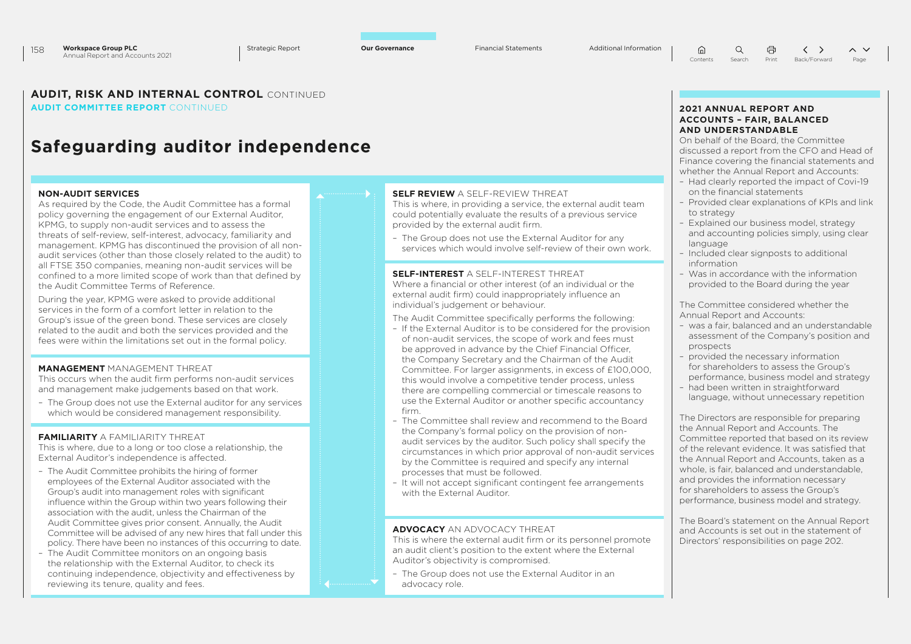## AUDIT, RISK AND INTERNAL CONTROL CONTINUED

### AUDIT COMMITTEE REPORT CONTINUED

# Safeguarding auditor independence

**NON-AUDIT SERVICES**

As required by the Code, the Audit Committee has a formal policy governing the engagement of our External Auditor, KPMG, to supply non-audit services and to assess the threats of self-review, self-interest, advocacy, familiarity and management. KPMG has discontinued the provision of all non-audit services (other than those closely related to the audit) to all FTSE 350 companies, meaning non-audit services will be confined to a more limited scope of work than that defined by the Audit Committee Terms of Reference.

During the year, KPMG were asked to provide additional services in the form of a comfort letter in relation to the Group's issue of the green bond. These services are closely related to the audit and both the services provided and the fees were within the limitations set out in the formal policy.

**MANAGEMENT** MANAGEMENT THREAT

This occurs when the audit firm performs non-audit services and management make judgements based on that work.

- The Group does not use the External auditor for any services which would be considered management responsibility.

**FAMILIARITY** A FAMILIARITY THREAT

This is where, due to a long or too close a relationship, the External Auditor's independence is affected.

- The Audit Committee prohibits the hiring of former employees of the External Auditor associated with the Group's audit into management roles with significant influence within the Group within two years following their association with the audit, unless the Chairman of the Audit Committee gives prior consent. Annually, the Audit Committee will be advised of any new hires that fall under this policy. There have been no instances of this occurring to date.
- The Audit Committee monitors on an ongoing basis the relationship with the External Auditor, to check its continuing independence, objectivity and effectiveness by reviewing its tenure, quality and fees.

**SELF REVIEW** A SELF-REVIEW THREAT

This is where, in providing a service, the external audit team could potentially evaluate the results of a previous service provided by the external audit firm.

- The Group does not use the External Auditor for any services which would involve self-review of their own work.

**SELF-INTEREST** A SELF-INTEREST THREAT

Where a financial or other interest (of an individual or the external audit firm) could inappropriately influence an individual's judgement or behaviour.

The Audit Committee specifically performs the following:

- If the External Auditor is to be considered for the provision of non-audit services, the scope of work and fees must be approved in advance by the Chief Financial Officer, the Company Secretary and the Chairman of the Audit Committee. For larger assignments, in excess of £100,000, this would involve a competitive tender process, unless there are compelling commercial or timescale reasons to use the External Auditor or another specific accountancy firm.
- The Committee shall review and recommend to the Board the Company's formal policy on the provision of non-audit services by the auditor. Such policy shall specify the circumstances in which prior approval of non-audit services by the Committee is required and specify any internal processes that must be followed.
- It will not accept significant contingent fee arrangements with the External Auditor.

**ADVOCACY** AN ADVOCACY THREAT

This is where the external audit firm or its personnel promote an audit client's position to the extent where the External Auditor's objectivity is compromised.

- The Group does not use the External Auditor in an advocacy role.

### 2021 ANNUAL REPORT AND ACCOUNTS – FAIR, BALANCED AND UNDERSTANDABLE

On behalf of the Board, the Committee discussed a report from the CFO and Head of Finance covering the financial statements and whether the Annual Report and Accounts:

- Had clearly reported the impact of Covi-19 on the financial statements
- Provided clear explanations of KPIs and link to strategy
- Explained our business model, strategy and accounting policies simply, using clear language
- Included clear signposts to additional information
- Was in accordance with the information provided to the Board during the year

The Committee considered whether the Annual Report and Accounts:

- was a fair, balanced and an understandable assessment of the Company's position and prospects
- provided the necessary information for shareholders to assess the Group's performance, business model and strategy
- had been written in straightforward language, without unnecessary repetition

The Directors are responsible for preparing the Annual Report and Accounts. The Committee reported that based on its review of the relevant evidence. It was satisfied that the Annual Report and Accounts, taken as a whole, is fair, balanced and understandable, and provides the information necessary for shareholders to assess the Group's performance, business model and strategy.

The Board's statement on the Annual Report and Accounts is set out in the statement of Directors' responsibilities on page 202.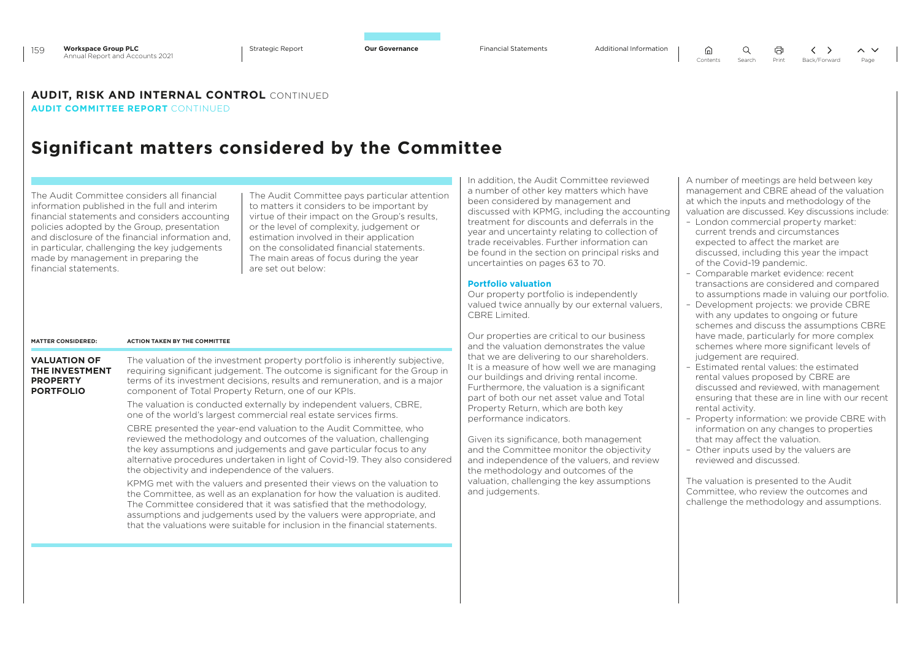**AUDIT, RISK AND INTERNAL CONTROL** CONTINUED
**AUDIT COMMITTEE REPORT** CONTINUED

# Significant matters considered by the Committee

The Audit Committee considers all financial information published in the full and interim financial statements and considers accounting policies adopted by the Group, presentation and disclosure of the financial information and, in particular, challenging the key judgements made by management in preparing the financial statements.

The Audit Committee pays particular attention to matters it considers to be important by virtue of their impact on the Group's results, or the level of complexity, judgement or estimation involved in their application on the consolidated financial statements. The main areas of focus during the year are set out below:

| MATTER CONSIDERED: | ACTION TAKEN BY THE COMMITTEE |
| --- | --- |
| **VALUATION OF THE INVESTMENT PROPERTY PORTFOLIO** | The valuation of the investment property portfolio is inherently subjective, requiring significant judgement. The outcome is significant for the Group in terms of its investment decisions, results and remuneration, and is a major component of Total Property Return, one of our KPIs.<br><br>The valuation is conducted externally by independent valuers, CBRE, one of the world's largest commercial real estate services firms.<br><br>CBRE presented the year-end valuation to the Audit Committee, who reviewed the methodology and outcomes of the valuation, challenging the key assumptions and judgements and gave particular focus to any alternative procedures undertaken in light of Covid-19. They also considered the objectivity and independence of the valuers.<br><br>KPMG met with the valuers and presented their views on the valuation to the Committee, as well as an explanation for how the valuation is audited. The Committee considered that it was satisfied that the methodology, assumptions and judgements used by the valuers were appropriate, and that the valuations were suitable for inclusion in the financial statements. |

In addition, the Audit Committee reviewed a number of other key matters which have been considered by management and discussed with KPMG, including the accounting treatment for discounts and deferrals in the year and uncertainty relating to collection of trade receivables. Further information can be found in the section on principal risks and uncertainties on pages 63 to 70.

### Portfolio valuation

Our property portfolio is independently valued twice annually by our external valuers, CBRE Limited.

Our properties are critical to our business and the valuation demonstrates the value that we are delivering to our shareholders. It is a measure of how well we are managing our buildings and driving rental income. Furthermore, the valuation is a significant part of both our net asset value and Total Property Return, which are both key performance indicators.

Given its significance, both management and the Committee monitor the objectivity and independence of the valuers, and review the methodology and outcomes of the valuation, challenging the key assumptions and judgements.

A number of meetings are held between key management and CBRE ahead of the valuation at which the inputs and methodology of the valuation are discussed. Key discussions include:

- London commercial property market: current trends and circumstances expected to affect the market are discussed, including this year the impact of the Covid-19 pandemic.
- Comparable market evidence: recent transactions are considered and compared to assumptions made in valuing our portfolio.
- Development projects: we provide CBRE with any updates to ongoing or future schemes and discuss the assumptions CBRE have made, particularly for more complex schemes where more significant levels of judgement are required.
- Estimated rental values: the estimated rental values proposed by CBRE are discussed and reviewed, with management ensuring that these are in line with our recent rental activity.
- Property information: we provide CBRE with information on any changes to properties that may affect the valuation.
- Other inputs used by the valuers are reviewed and discussed.

The valuation is presented to the Audit Committee, who review the outcomes and challenge the methodology and assumptions.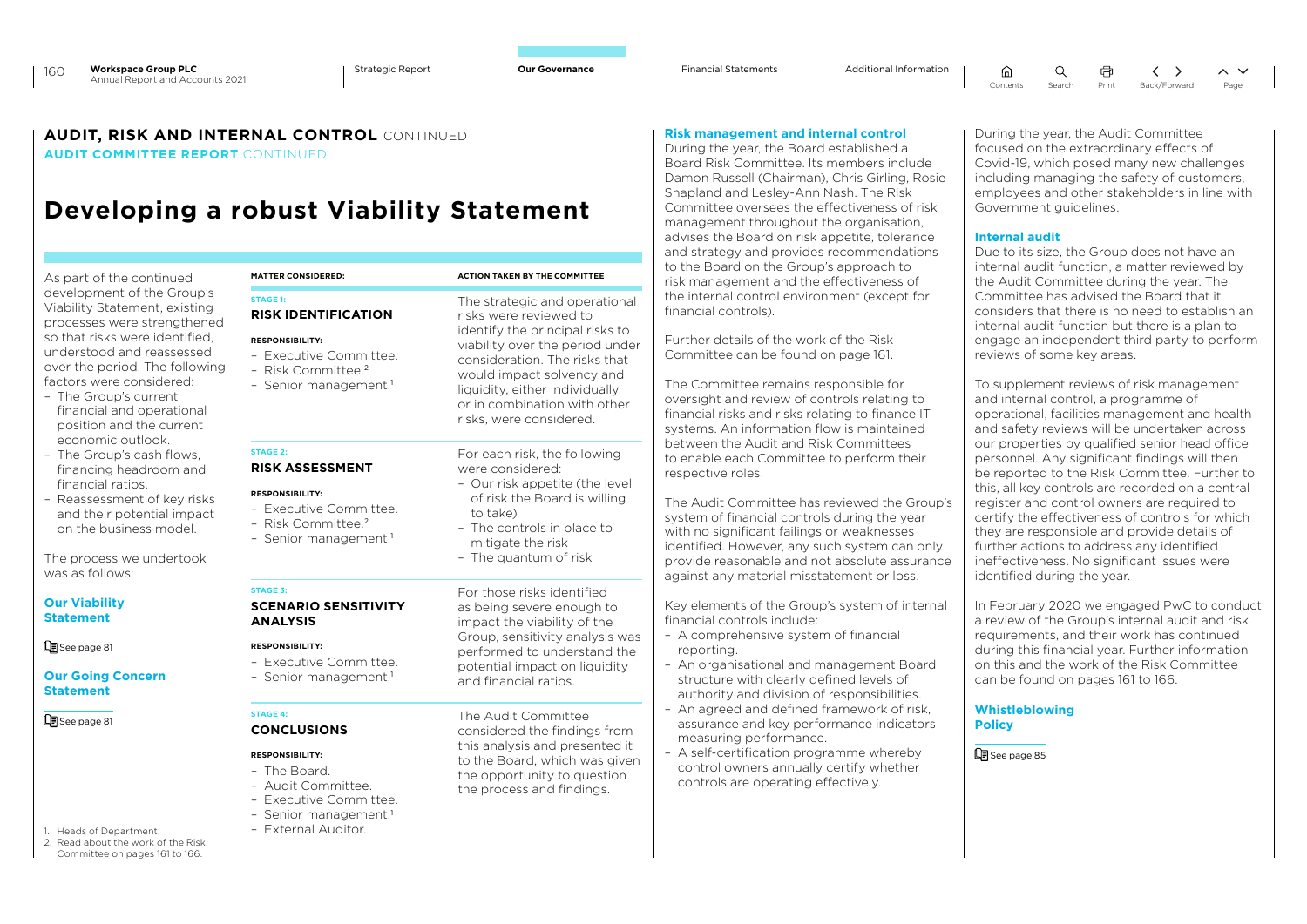## AUDIT, RISK AND INTERNAL CONTROL CONTINUED

**AUDIT COMMITTEE REPORT CONTINUED**

# Developing a robust Viability Statement

As part of the continued development of the Group's Viability Statement, existing processes were strengthened so that risks were identified, understood and reassessed over the period. The following factors were considered:

- The Group's current financial and operational position and the current economic outlook.
- The Group's cash flows, financing headroom and financial ratios.
- Reassessment of key risks and their potential impact on the business model.

The process we undertook was as follows:

**Our Viability Statement**

See page 81

**Our Going Concern Statement**

See page 81

| MATTER CONSIDERED: | ACTION TAKEN BY THE COMMITTEE |
|---|---|
| **STAGE 1: RISK IDENTIFICATION**<br>**RESPONSIBILITY:**<br>– Executive Committee.<br>– Risk Committee.[2]<br>– Senior management.[1] | The strategic and operational risks were reviewed to identify the principal risks to viability over the period under consideration. The risks that would impact solvency and liquidity, either individually or in combination with other risks, were considered. |
| **STAGE 2: RISK ASSESSMENT**<br>**RESPONSIBILITY:**<br>– Executive Committee.<br>– Risk Committee.[2]<br>– Senior management.[1] | For each risk, the following were considered:<br>– Our risk appetite (the level of risk the Board is willing to take)<br>– The controls in place to mitigate the risk<br>– The quantum of risk |
| **STAGE 3: SCENARIO SENSITIVITY ANALYSIS**<br>**RESPONSIBILITY:**<br>– Executive Committee.<br>– Senior management.[1] | For those risks identified as being severe enough to impact the viability of the Group, sensitivity analysis was performed to understand the potential impact on liquidity and financial ratios. |
| **STAGE 4: CONCLUSIONS**<br>**RESPONSIBILITY:**<br>– The Board.<br>– Audit Committee.<br>– Executive Committee.<br>– Senior management.[1]<br>– External Auditor. | The Audit Committee considered the findings from this analysis and presented it to the Board, which was given the opportunity to question the process and findings. |

1. Heads of Department.
2. Read about the work of the Risk Committee on pages 161 to 166.

**Risk management and internal control**

During the year, the Board established a Board Risk Committee. Its members include Damon Russell (Chairman), Chris Girling, Rosie Shapland and Lesley-Ann Nash. The Risk Committee oversees the effectiveness of risk management throughout the organisation, advises the Board on risk appetite, tolerance and strategy and provides recommendations to the Board on the Group's approach to risk management and the effectiveness of the internal control environment (except for financial controls).

Further details of the work of the Risk Committee can be found on page 161.

The Committee remains responsible for oversight and review of controls relating to financial risks and risks relating to finance IT systems. An information flow is maintained between the Audit and Risk Committees to enable each Committee to perform their respective roles.

The Audit Committee has reviewed the Group's system of financial controls during the year with no significant failings or weaknesses identified. However, any such system can only provide reasonable and not absolute assurance against any material misstatement or loss.

Key elements of the Group's system of internal financial controls include:

- A comprehensive system of financial reporting.
- An organisational and management Board structure with clearly defined levels of authority and division of responsibilities.
- An agreed and defined framework of risk, assurance and key performance indicators measuring performance.
- A self-certification programme whereby control owners annually certify whether controls are operating effectively.

During the year, the Audit Committee focused on the extraordinary effects of Covid-19, which posed many new challenges including managing the safety of customers, employees and other stakeholders in line with Government guidelines.

**Internal audit**

Due to its size, the Group does not have an internal audit function, a matter reviewed by the Audit Committee during the year. The Committee has advised the Board that it considers that there is no need to establish an internal audit function but there is a plan to engage an independent third party to perform reviews of some key areas.

To supplement reviews of risk management and internal control, a programme of operational, facilities management and health and safety reviews will be undertaken across our properties by qualified senior head office personnel. Any significant findings will then be reported to the Risk Committee. Further to this, all key controls are recorded on a central register and control owners are required to certify the effectiveness of controls for which they are responsible and provide details of further actions to address any identified ineffectiveness. No significant issues were identified during the year.

In February 2020 we engaged PwC to conduct a review of the Group's internal audit and risk requirements, and their work has continued during this financial year. Further information on this and the work of the Risk Committee can be found on pages 161 to 166.

**Whistleblowing Policy**

See page 85